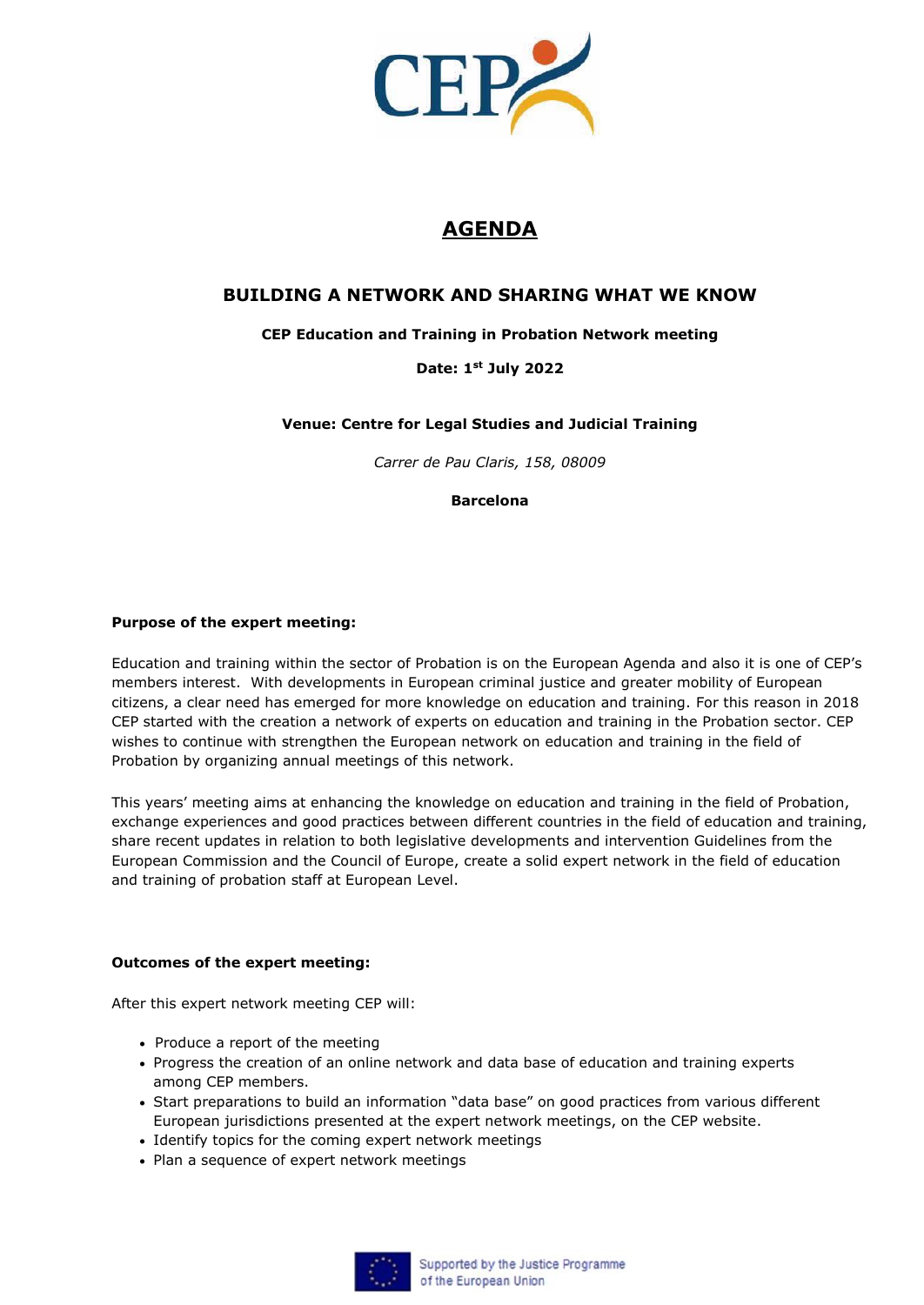# AGENDA

## BUILDING A NETWORK AND SHARING WHAT WE KNOW

**CEP Education and Training in Probation Network meeting**

**Date: 1st July 2022**

**Venue: Centre for Legal Studies and Judicial Training**

*Carrer de Pau Claris, 158, 08009*

**Barcelona**

**Purpose of the expert meeting:**

Education and training within the sector of Probation is on the European Agenda and also it is one of CEP's members interest. With developments in European criminal justice and greater mobility of European citizens, a clear need has emerged for more knowledge on education and training. For this reason in 2018 CEP started with the creation a network of experts on education and training in the Probation sector. CEP wishes to continue with strengthen the European network on education and training in the field of Probation by organizing annual meetings of this network.

This years' meeting aims at enhancing the knowledge on education and training in the field of Probation, exchange experiences and good practices between different countries in the field of education and training, share recent updates in relation to both legislative developments and intervention Guidelines from the European Commission and the Council of Europe, create a solid expert network in the field of education and training of probation staff at European Level.

**Outcomes of the expert meeting:**

After this expert network meeting CEP will:

- Produce a report of the meeting
- Progress the creation of an online network and data base of education and training experts among CEP members.
- Start preparations to build an information "data base" on good practices from various different European jurisdictions presented at the expert network meetings, on the CEP website.
- Identify topics for the coming expert network meetings
- Plan a sequence of expert network meetings

Supported by the Justice Programme of the European Union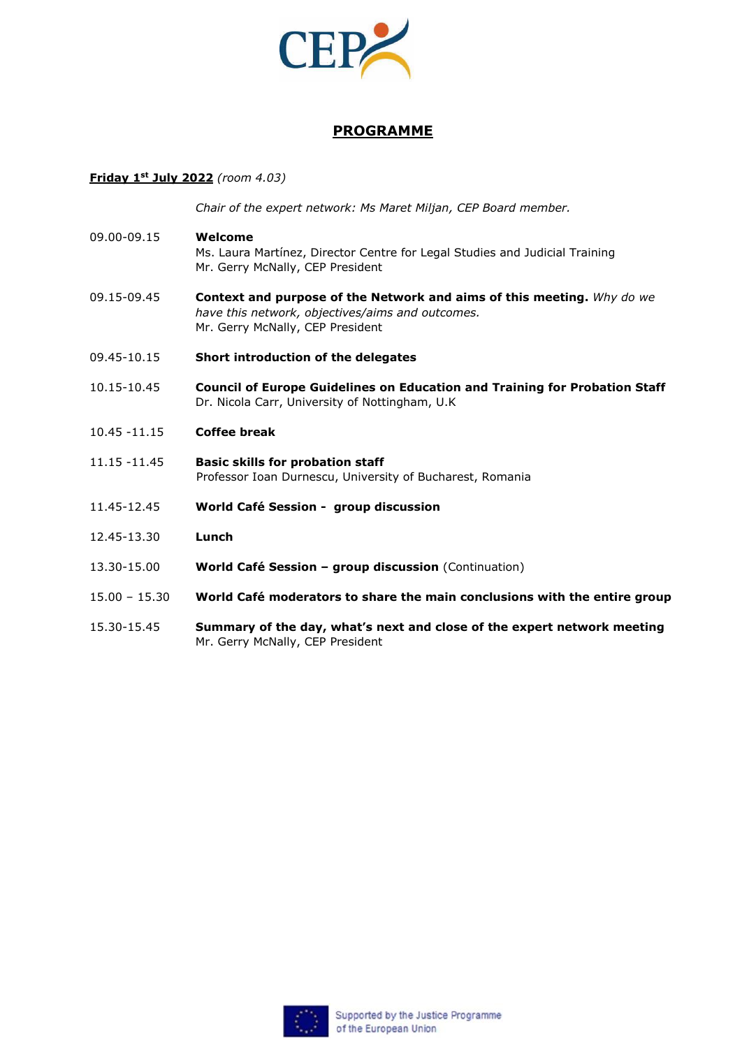# PROGRAMME

**Friday 1st July 2022** *(room 4.03)*

*Chair of the expert network: Ms Maret Miljan, CEP Board member.*

09.00-09.15 **Welcome**
Ms. Laura Martínez, Director Centre for Legal Studies and Judicial Training
Mr. Gerry McNally, CEP President

09.15-09.45 **Context and purpose of the Network and aims of this meeting.** *Why do we have this network, objectives/aims and outcomes.*
Mr. Gerry McNally, CEP President

09.45-10.15 **Short introduction of the delegates**

10.15-10.45 **Council of Europe Guidelines on Education and Training for Probation Staff**
Dr. Nicola Carr, University of Nottingham, U.K

10.45 -11.15 **Coffee break**

11.15 -11.45 **Basic skills for probation staff**
Professor Ioan Durnescu, University of Bucharest, Romania

11.45-12.45 **World Café Session - group discussion**

12.45-13.30 **Lunch**

13.30-15.00 **World Café Session – group discussion** (Continuation)

15.00 – 15.30 **World Café moderators to share the main conclusions with the entire group**

15.30-15.45 **Summary of the day, what's next and close of the expert network meeting**
Mr. Gerry McNally, CEP President

Supported by the Justice Programme of the European Union